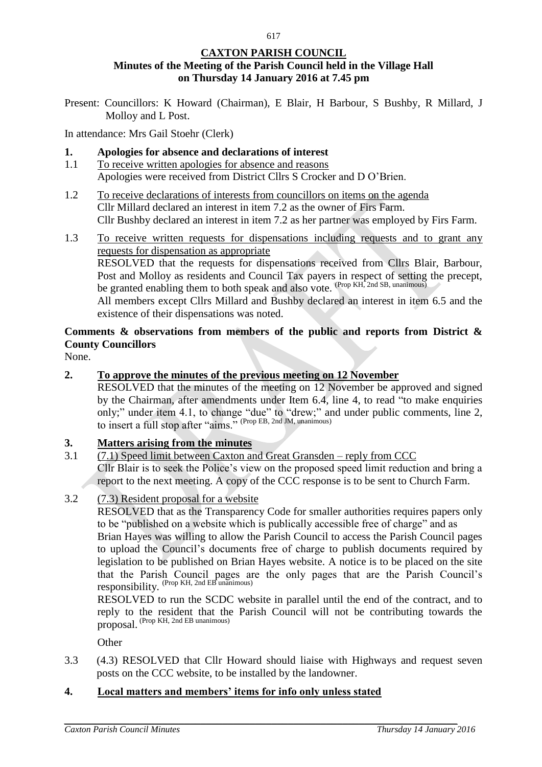**CAXTON PARISH COUNCIL**

**Minutes of the Meeting of the Parish Council held in the Village Hall on Thursday 14 January 2016 at 7.45 pm**

Present: Councillors: K Howard (Chairman), E Blair, H Barbour, S Bushby, R Millard, J Molloy and L Post.

In attendance: Mrs Gail Stoehr (Clerk)

## 1. Apologies for absence and declarations of interest

1.1 To receive written apologies for absence and reasons

Apologies were received from District Cllrs S Crocker and D O'Brien.

1.2 To receive declarations of interests from councillors on items on the agenda

Cllr Millard declared an interest in item 7.2 as the owner of Firs Farm.
Cllr Bushby declared an interest in item 7.2 as her partner was employed by Firs Farm.

1.3 To receive written requests for dispensations including requests and to grant any requests for dispensation as appropriate

RESOLVED that the requests for dispensations received from Cllrs Blair, Barbour, Post and Molloy as residents and Council Tax payers in respect of setting the precept, be granted enabling them to both speak and also vote. (Prop KH, 2nd SB, unanimous)

All members except Cllrs Millard and Bushby declared an interest in item 6.5 and the existence of their dispensations was noted.

**Comments & observations from members of the public and reports from District & County Councillors**

None.

## 2. To approve the minutes of the previous meeting on 12 November

RESOLVED that the minutes of the meeting on 12 November be approved and signed by the Chairman, after amendments under Item 6.4, line 4, to read "to make enquiries only;" under item 4.1, to change "due" to "drew;" and under public comments, line 2, to insert a full stop after "aims." (Prop EB, 2nd JM, unanimous)

## 3. Matters arising from the minutes

3.1 (7.1) Speed limit between Caxton and Great Gransden – reply from CCC

Cllr Blair is to seek the Police's view on the proposed speed limit reduction and bring a report to the next meeting. A copy of the CCC response is to be sent to Church Farm.

3.2 (7.3) Resident proposal for a website

RESOLVED that as the Transparency Code for smaller authorities requires papers only to be "published on a website which is publically accessible free of charge" and as Brian Hayes was willing to allow the Parish Council to access the Parish Council pages to upload the Council's documents free of charge to publish documents required by legislation to be published on Brian Hayes website. A notice is to be placed on the site that the Parish Council pages are the only pages that are the Parish Council's responsibility. (Prop KH, 2nd EB unanimous)

RESOLVED to run the SCDC website in parallel until the end of the contract, and to reply to the resident that the Parish Council will not be contributing towards the proposal. (Prop KH, 2nd EB unanimous)

Other

3.3 (4.3) RESOLVED that Cllr Howard should liaise with Highways and request seven posts on the CCC website, to be installed by the landowner.

## 4. Local matters and members' items for info only unless stated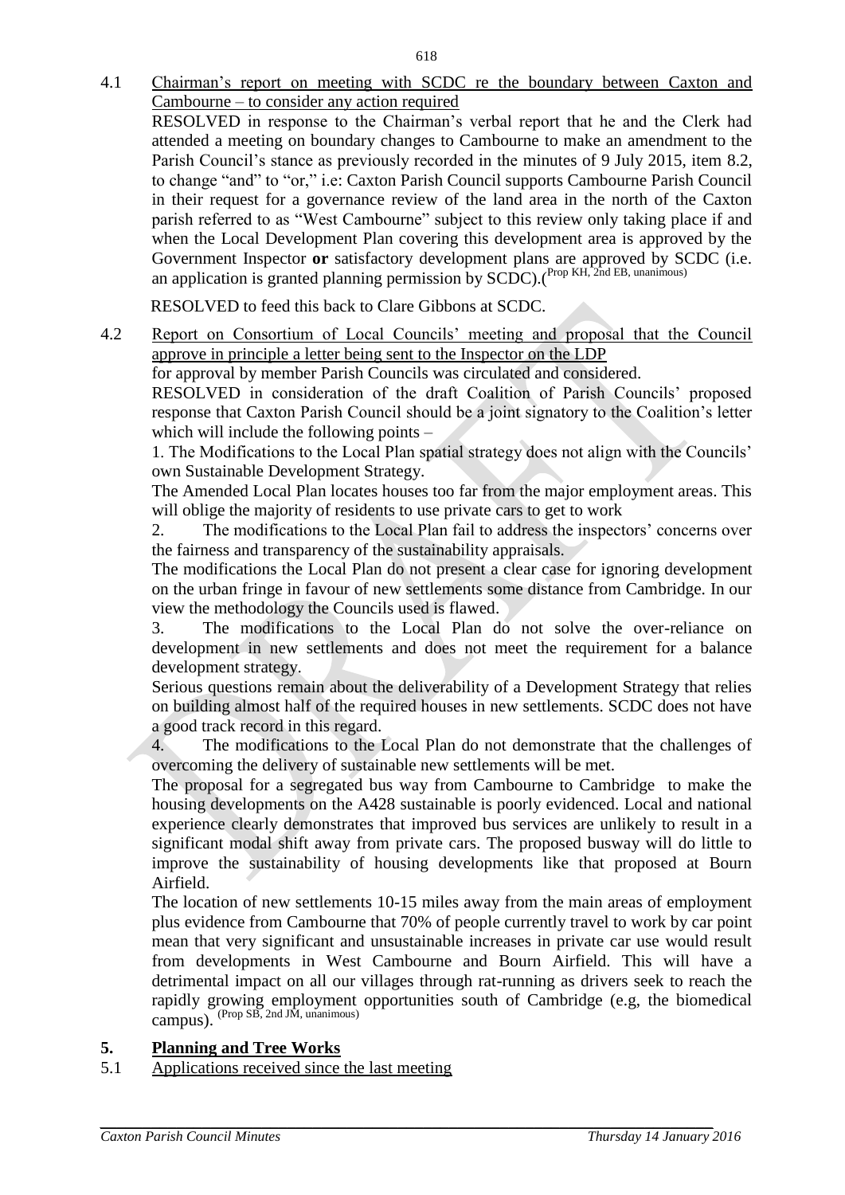4.1 Chairman's report on meeting with SCDC re the boundary between Caxton and Cambourne – to consider any action required

RESOLVED in response to the Chairman's verbal report that he and the Clerk had attended a meeting on boundary changes to Cambourne to make an amendment to the Parish Council's stance as previously recorded in the minutes of 9 July 2015, item 8.2, to change "and" to "or," i.e: Caxton Parish Council supports Cambourne Parish Council in their request for a governance review of the land area in the north of the Caxton parish referred to as "West Cambourne" subject to this review only taking place if and when the Local Development Plan covering this development area is approved by the Government Inspector **or** satisfactory development plans are approved by SCDC (i.e. an application is granted planning permission by SCDC).(Prop KH, 2nd EB, unanimous)

RESOLVED to feed this back to Clare Gibbons at SCDC.

4.2 Report on Consortium of Local Councils' meeting and proposal that the Council approve in principle a letter being sent to the Inspector on the LDP

for approval by member Parish Councils was circulated and considered.

RESOLVED in consideration of the draft Coalition of Parish Councils' proposed response that Caxton Parish Council should be a joint signatory to the Coalition's letter which will include the following points –

1. The Modifications to the Local Plan spatial strategy does not align with the Councils' own Sustainable Development Strategy.

The Amended Local Plan locates houses too far from the major employment areas. This will oblige the majority of residents to use private cars to get to work

2. The modifications to the Local Plan fail to address the inspectors' concerns over the fairness and transparency of the sustainability appraisals.

The modifications the Local Plan do not present a clear case for ignoring development on the urban fringe in favour of new settlements some distance from Cambridge. In our view the methodology the Councils used is flawed.

3. The modifications to the Local Plan do not solve the over-reliance on development in new settlements and does not meet the requirement for a balance development strategy.

Serious questions remain about the deliverability of a Development Strategy that relies on building almost half of the required houses in new settlements. SCDC does not have a good track record in this regard.

4. The modifications to the Local Plan do not demonstrate that the challenges of overcoming the delivery of sustainable new settlements will be met.

The proposal for a segregated bus way from Cambourne to Cambridge to make the housing developments on the A428 sustainable is poorly evidenced. Local and national experience clearly demonstrates that improved bus services are unlikely to result in a significant modal shift away from private cars. The proposed busway will do little to improve the sustainability of housing developments like that proposed at Bourn Airfield.

The location of new settlements 10-15 miles away from the main areas of employment plus evidence from Cambourne that 70% of people currently travel to work by car point mean that very significant and unsustainable increases in private car use would result from developments in West Cambourne and Bourn Airfield. This will have a detrimental impact on all our villages through rat-running as drivers seek to reach the rapidly growing employment opportunities south of Cambridge (e.g, the biomedical campus). (Prop SB, 2nd JM, unanimous)

## 5. Planning and Tree Works

5.1 Applications received since the last meeting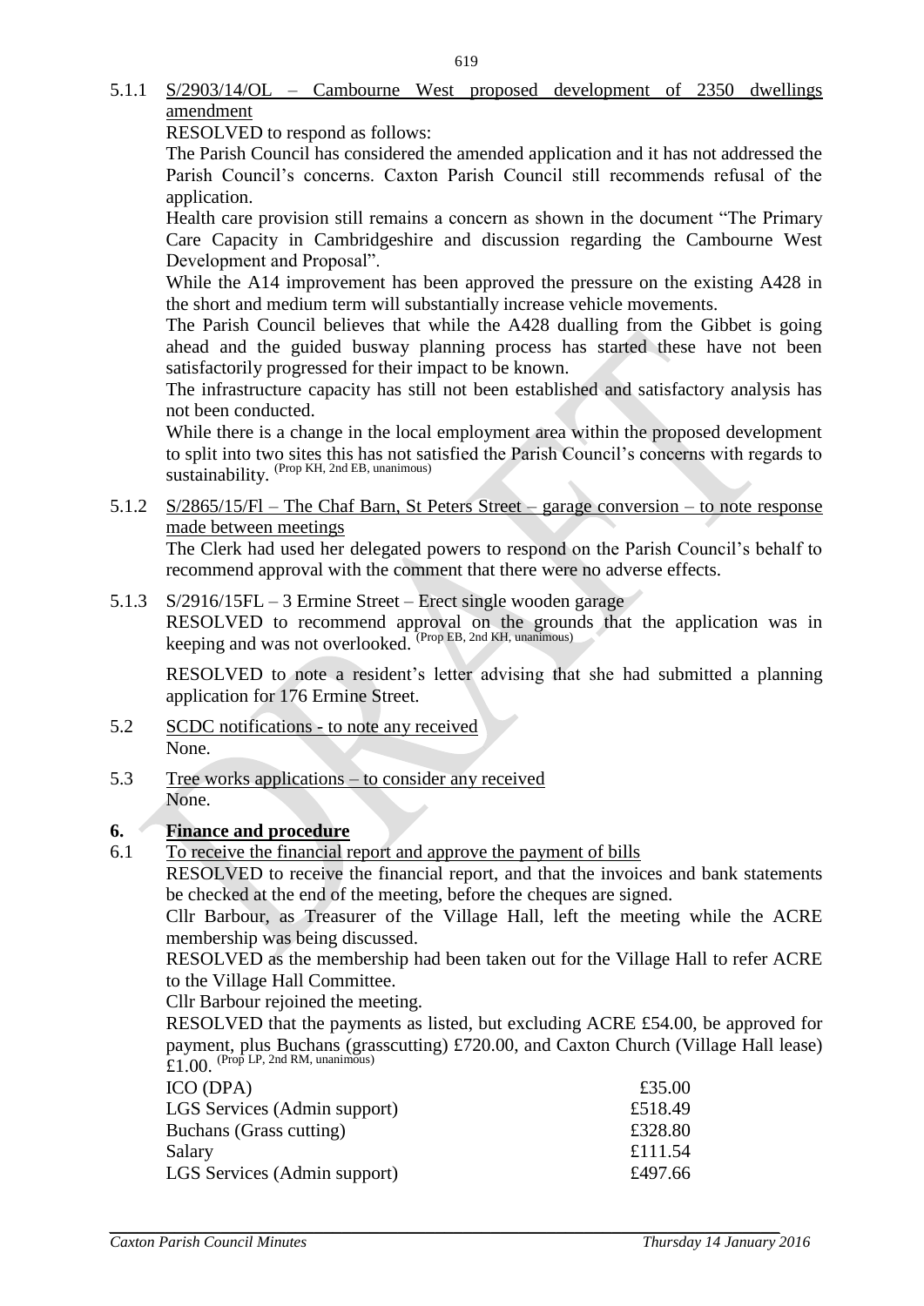5.1.1 <u>S/2903/14/OL – Cambourne West proposed development of 2350 dwellings amendment</u>

RESOLVED to respond as follows:

The Parish Council has considered the amended application and it has not addressed the Parish Council's concerns. Caxton Parish Council still recommends refusal of the application.

Health care provision still remains a concern as shown in the document "The Primary Care Capacity in Cambridgeshire and discussion regarding the Cambourne West Development and Proposal".

While the A14 improvement has been approved the pressure on the existing A428 in the short and medium term will substantially increase vehicle movements.

The Parish Council believes that while the A428 dualling from the Gibbet is going ahead and the guided busway planning process has started these have not been satisfactorily progressed for their impact to be known.

The infrastructure capacity has still not been established and satisfactory analysis has not been conducted.

While there is a change in the local employment area within the proposed development to split into two sites this has not satisfied the Parish Council's concerns with regards to sustainability. (Prop KH, 2nd EB, unanimous)

5.1.2 <u>S/2865/15/Fl – The Chaf Barn, St Peters Street – garage conversion – to note response made between meetings</u>

The Clerk had used her delegated powers to respond on the Parish Council's behalf to recommend approval with the comment that there were no adverse effects.

5.1.3 S/2916/15FL – 3 Ermine Street – Erect single wooden garage

RESOLVED to recommend approval on the grounds that the application was in keeping and was not overlooked. (Prop EB, 2nd KH, unanimous)

RESOLVED to note a resident's letter advising that she had submitted a planning application for 176 Ermine Street.

5.2 <u>SCDC notifications - to note any received</u>

None.

5.3 <u>Tree works applications – to consider any received</u>

None.

## 6. Finance and procedure

6.1 <u>To receive the financial report and approve the payment of bills</u>

RESOLVED to receive the financial report, and that the invoices and bank statements be checked at the end of the meeting, before the cheques are signed.

Cllr Barbour, as Treasurer of the Village Hall, left the meeting while the ACRE membership was being discussed.

RESOLVED as the membership had been taken out for the Village Hall to refer ACRE to the Village Hall Committee.

Cllr Barbour rejoined the meeting.

RESOLVED that the payments as listed, but excluding ACRE £54.00, be approved for payment, plus Buchans (grasscutting) £720.00, and Caxton Church (Village Hall lease) £1.00. (Prop LP, 2nd RM, unanimous)

| | |
|---|---|
| ICO (DPA) | £35.00 |
| LGS Services (Admin support) | £518.49 |
| Buchans (Grass cutting) | £328.80 |
| Salary | £111.54 |
| LGS Services (Admin support) | £497.66 |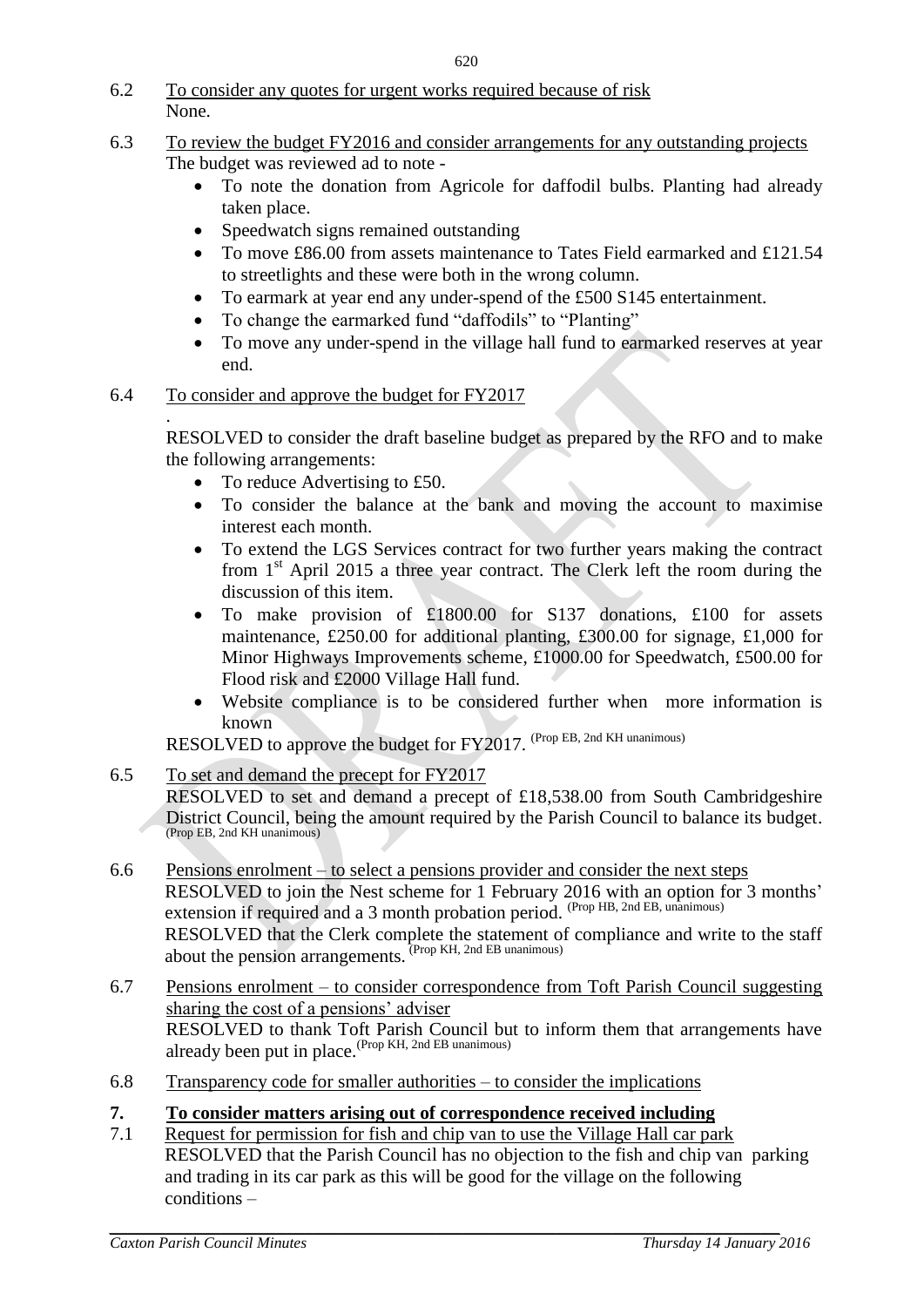6.2 To consider any quotes for urgent works required because of risk
None.

6.3 To review the budget FY2016 and consider arrangements for any outstanding projects
The budget was reviewed ad to note -

- To note the donation from Agricole for daffodil bulbs. Planting had already taken place.
- Speedwatch signs remained outstanding
- To move £86.00 from assets maintenance to Tates Field earmarked and £121.54 to streetlights and these were both in the wrong column.
- To earmark at year end any under-spend of the £500 S145 entertainment.
- To change the earmarked fund "daffodils" to "Planting"
- To move any under-spend in the village hall fund to earmarked reserves at year end.

6.4 To consider and approve the budget for FY2017

.

RESOLVED to consider the draft baseline budget as prepared by the RFO and to make the following arrangements:

- To reduce Advertising to £50.
- To consider the balance at the bank and moving the account to maximise interest each month.
- To extend the LGS Services contract for two further years making the contract from 1st April 2015 a three year contract. The Clerk left the room during the discussion of this item.
- To make provision of £1800.00 for S137 donations, £100 for assets maintenance, £250.00 for additional planting, £300.00 for signage, £1,000 for Minor Highways Improvements scheme, £1000.00 for Speedwatch, £500.00 for Flood risk and £2000 Village Hall fund.
- Website compliance is to be considered further when more information is known

RESOLVED to approve the budget for FY2017. (Prop EB, 2nd KH unanimous)

6.5 To set and demand the precept for FY2017
RESOLVED to set and demand a precept of £18,538.00 from South Cambridgeshire District Council, being the amount required by the Parish Council to balance its budget. (Prop EB, 2nd KH unanimous)

6.6 Pensions enrolment – to select a pensions provider and consider the next steps
RESOLVED to join the Nest scheme for 1 February 2016 with an option for 3 months' extension if required and a 3 month probation period. (Prop HB, 2nd EB, unanimous)
RESOLVED that the Clerk complete the statement of compliance and write to the staff about the pension arrangements. (Prop KH, 2nd EB unanimous)

6.7 Pensions enrolment – to consider correspondence from Toft Parish Council suggesting sharing the cost of a pensions' adviser
RESOLVED to thank Toft Parish Council but to inform them that arrangements have already been put in place. (Prop KH, 2nd EB unanimous)

6.8 Transparency code for smaller authorities – to consider the implications

## 7. To consider matters arising out of correspondence received including

7.1 Request for permission for fish and chip van to use the Village Hall car park
RESOLVED that the Parish Council has no objection to the fish and chip van parking and trading in its car park as this will be good for the village on the following conditions –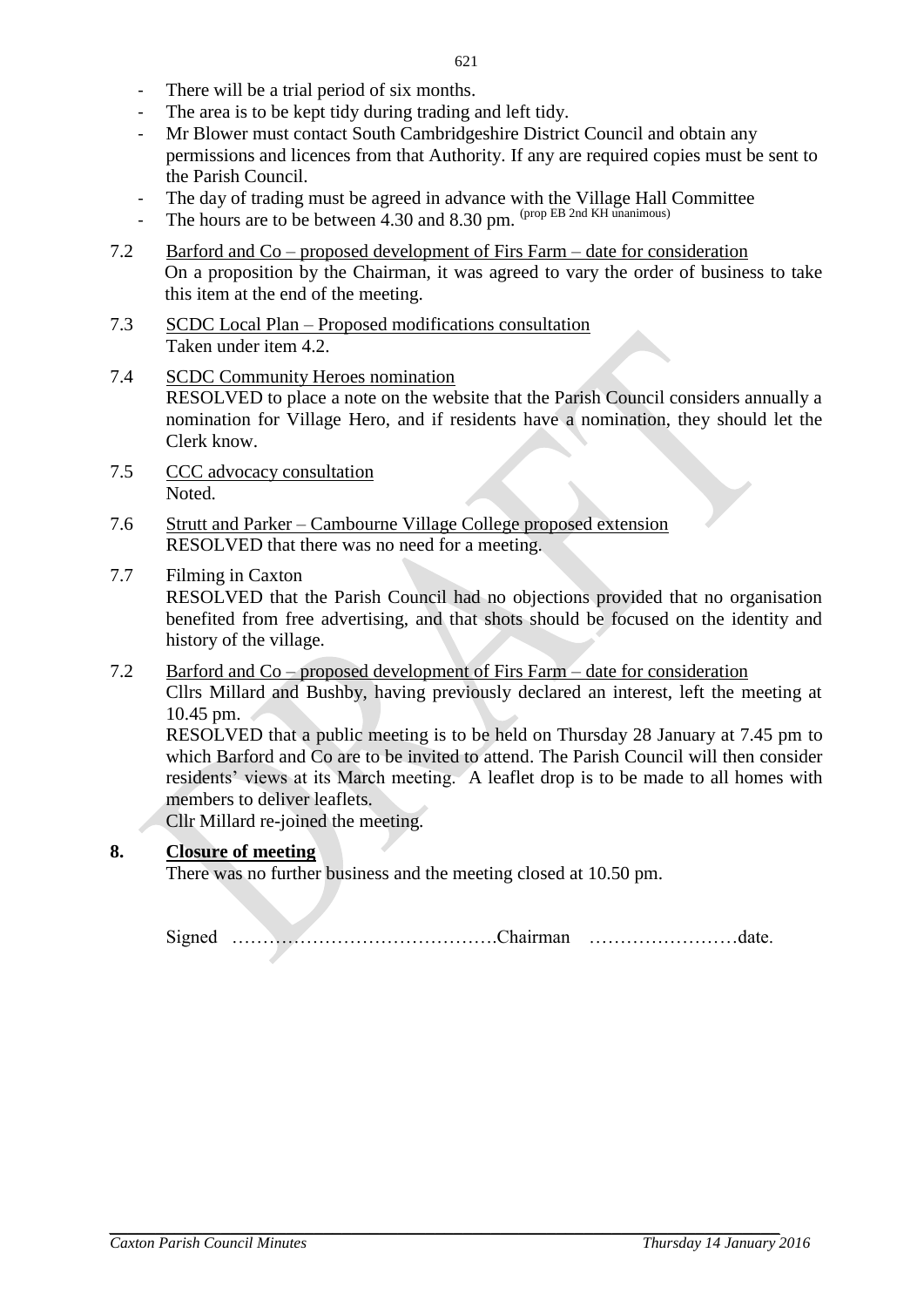- There will be a trial period of six months.
- The area is to be kept tidy during trading and left tidy.
- Mr Blower must contact South Cambridgeshire District Council and obtain any permissions and licences from that Authority. If any are required copies must be sent to the Parish Council.
- The day of trading must be agreed in advance with the Village Hall Committee
- The hours are to be between 4.30 and 8.30 pm. (prop EB 2nd KH unanimous)

7.2 Barford and Co – proposed development of Firs Farm – date for consideration
On a proposition by the Chairman, it was agreed to vary the order of business to take this item at the end of the meeting.

7.3 SCDC Local Plan – Proposed modifications consultation
Taken under item 4.2.

7.4 SCDC Community Heroes nomination
RESOLVED to place a note on the website that the Parish Council considers annually a nomination for Village Hero, and if residents have a nomination, they should let the Clerk know.

7.5 CCC advocacy consultation
Noted.

7.6 Strutt and Parker – Cambourne Village College proposed extension
RESOLVED that there was no need for a meeting.

7.7 Filming in Caxton
RESOLVED that the Parish Council had no objections provided that no organisation benefited from free advertising, and that shots should be focused on the identity and history of the village.

7.2 Barford and Co – proposed development of Firs Farm – date for consideration
Cllrs Millard and Bushby, having previously declared an interest, left the meeting at 10.45 pm.
RESOLVED that a public meeting is to be held on Thursday 28 January at 7.45 pm to which Barford and Co are to be invited to attend. The Parish Council will then consider residents' views at its March meeting. A leaflet drop is to be made to all homes with members to deliver leaflets.
Cllr Millard re-joined the meeting.

## 8. Closure of meeting

There was no further business and the meeting closed at 10.50 pm.

Signed …………………………………….Chairman ……………………date.